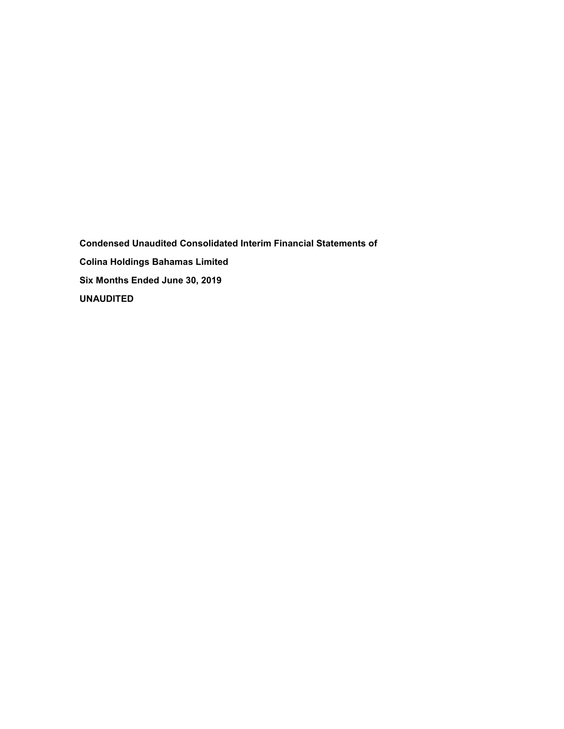**Condensed Unaudited Consolidated Interim Financial Statements of**

**Colina Holdings Bahamas Limited**

**Six Months Ended June 30, 2019**

**UNAUDITED**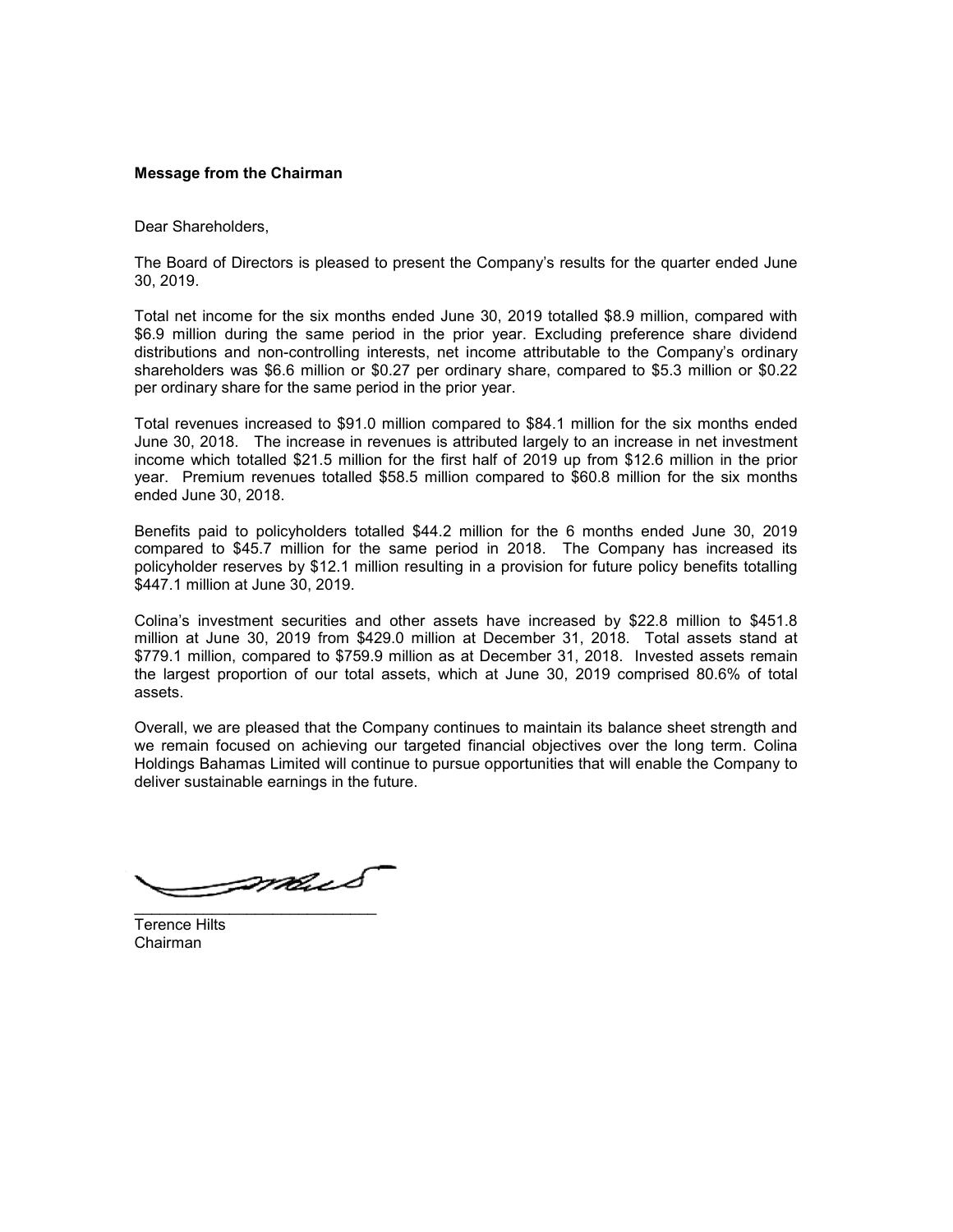**Message from the Chairman**

Dear Shareholders,

The Board of Directors is pleased to present the Company's results for the quarter ended June 30, 2019.

Total net income for the six months ended June 30, 2019 totalled $8.9 million, compared with $6.9 million during the same period in the prior year. Excluding preference share dividend distributions and non-controlling interests, net income attributable to the Company's ordinary shareholders was $6.6 million or $0.27 per ordinary share, compared to $5.3 million or $0.22 per ordinary share for the same period in the prior year.

Total revenues increased to $91.0 million compared to $84.1 million for the six months ended June 30, 2018. The increase in revenues is attributed largely to an increase in net investment income which totalled $21.5 million for the first half of 2019 up from $12.6 million in the prior year. Premium revenues totalled $58.5 million compared to $60.8 million for the six months ended June 30, 2018.

Benefits paid to policyholders totalled $44.2 million for the 6 months ended June 30, 2019 compared to $45.7 million for the same period in 2018. The Company has increased its policyholder reserves by $12.1 million resulting in a provision for future policy benefits totalling $447.1 million at June 30, 2019.

Colina's investment securities and other assets have increased by $22.8 million to $451.8 million at June 30, 2019 from $429.0 million at December 31, 2018. Total assets stand at $779.1 million, compared to $759.9 million as at December 31, 2018. Invested assets remain the largest proportion of our total assets, which at June 30, 2019 comprised 80.6% of total assets.

Overall, we are pleased that the Company continues to maintain its balance sheet strength and we remain focused on achieving our targeted financial objectives over the long term. Colina Holdings Bahamas Limited will continue to pursue opportunities that will enable the Company to deliver sustainable earnings in the future.

\_\_\_\_\_\_\_\_\_\_\_\_\_\_\_\_\_\_\_\_\_\_\_\_\_\_\_\_

Terence Hilts
Chairman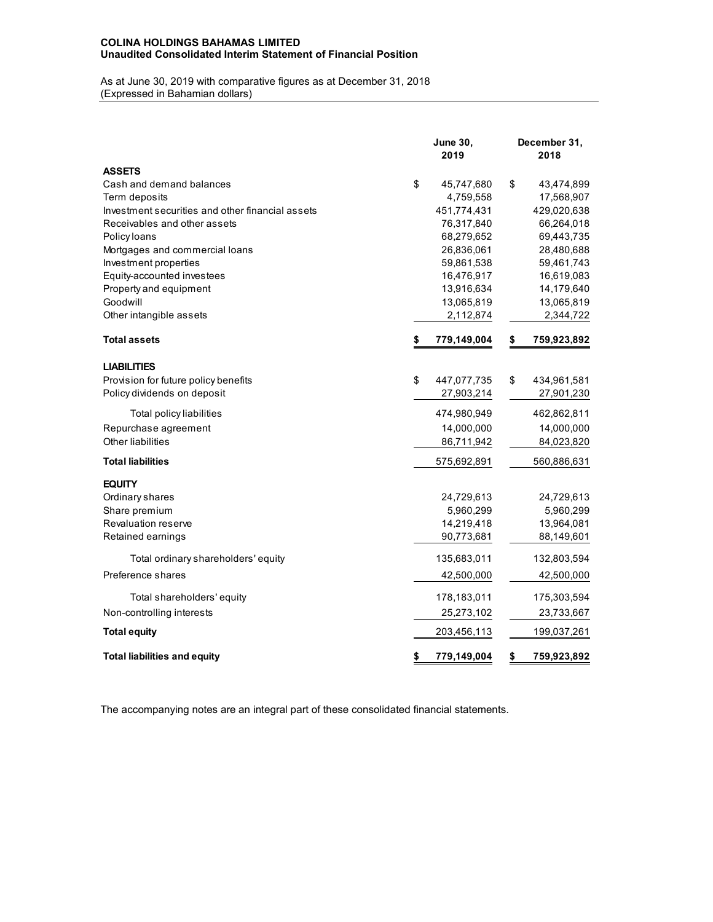**COLINA HOLDINGS BAHAMAS LIMITED**
**Unaudited Consolidated Interim Statement of Financial Position**

As at June 30, 2019 with comparative figures as at December 31, 2018
(Expressed in Bahamian dollars)

| | June 30, 2019 | December 31, 2018 |
|---|---|---|
| **ASSETS** | | |
| Cash and demand balances | $ 45,747,680 | $ 43,474,899 |
| Term deposits | 4,759,558 | 17,568,907 |
| Investment securities and other financial assets | 451,774,431 | 429,020,638 |
| Receivables and other assets | 76,317,840 | 66,264,018 |
| Policy loans | 68,279,652 | 69,443,735 |
| Mortgages and commercial loans | 26,836,061 | 28,480,688 |
| Investment properties | 59,861,538 | 59,461,743 |
| Equity-accounted investees | 16,476,917 | 16,619,083 |
| Property and equipment | 13,916,634 | 14,179,640 |
| Goodwill | 13,065,819 | 13,065,819 |
| Other intangible assets | 2,112,874 | 2,344,722 |
| **Total assets** | **$ 779,149,004** | **$ 759,923,892** |
| **LIABILITIES** | | |
| Provision for future policy benefits | $ 447,077,735 | $ 434,961,581 |
| Policy dividends on deposit | 27,903,214 | 27,901,230 |
| Total policy liabilities | 474,980,949 | 462,862,811 |
| Repurchase agreement | 14,000,000 | 14,000,000 |
| Other liabilities | 86,711,942 | 84,023,820 |
| **Total liabilities** | 575,692,891 | 560,886,631 |
| **EQUITY** | | |
| Ordinary shares | 24,729,613 | 24,729,613 |
| Share premium | 5,960,299 | 5,960,299 |
| Revaluation reserve | 14,219,418 | 13,964,081 |
| Retained earnings | 90,773,681 | 88,149,601 |
| Total ordinary shareholders' equity | 135,683,011 | 132,803,594 |
| Preference shares | 42,500,000 | 42,500,000 |
| Total shareholders' equity | 178,183,011 | 175,303,594 |
| Non-controlling interests | 25,273,102 | 23,733,667 |
| **Total equity** | 203,456,113 | 199,037,261 |
| **Total liabilities and equity** | **$ 779,149,004** | **$ 759,923,892** |

The accompanying notes are an integral part of these consolidated financial statements.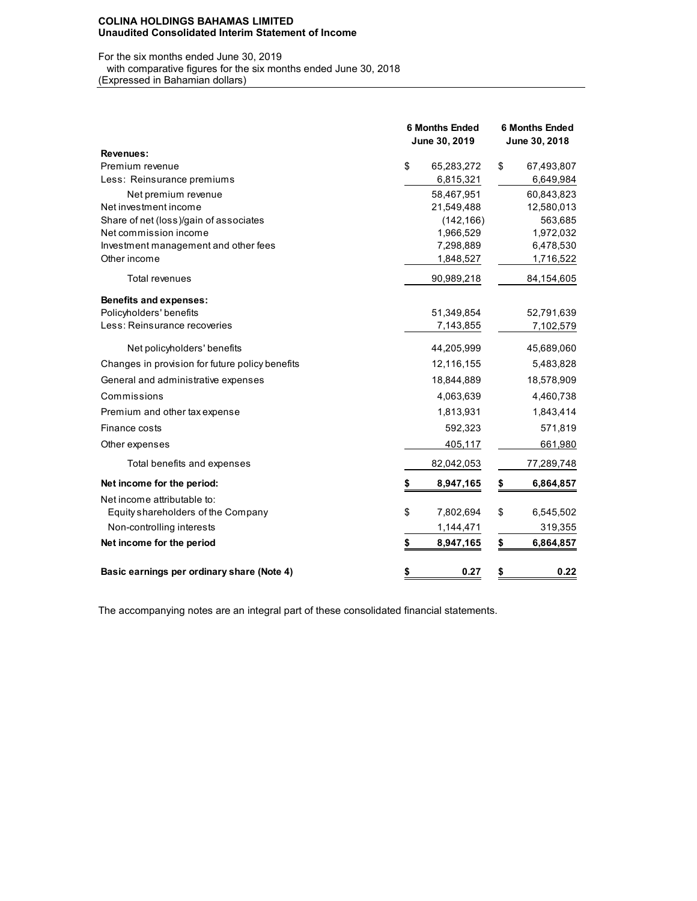**COLINA HOLDINGS BAHAMAS LIMITED**
**Unaudited Consolidated Interim Statement of Income**

For the six months ended June 30, 2019
with comparative figures for the six months ended June 30, 2018
(Expressed in Bahamian dollars)

| | 6 Months Ended June 30, 2019 | 6 Months Ended June 30, 2018 |
|---|---|---|
| **Revenues:** | | |
| Premium revenue | $ 65,283,272 | $ 67,493,807 |
| Less: Reinsurance premiums | 6,815,321 | 6,649,984 |
| Net premium revenue | 58,467,951 | 60,843,823 |
| Net investment income | 21,549,488 | 12,580,013 |
| Share of net (loss)/gain of associates | (142,166) | 563,685 |
| Net commission income | 1,966,529 | 1,972,032 |
| Investment management and other fees | 7,298,889 | 6,478,530 |
| Other income | 1,848,527 | 1,716,522 |
| Total revenues | 90,989,218 | 84,154,605 |
| **Benefits and expenses:** | | |
| Policyholders' benefits | 51,349,854 | 52,791,639 |
| Less: Reinsurance recoveries | 7,143,855 | 7,102,579 |
| Net policyholders' benefits | 44,205,999 | 45,689,060 |
| Changes in provision for future policy benefits | 12,116,155 | 5,483,828 |
| General and administrative expenses | 18,844,889 | 18,578,909 |
| Commissions | 4,063,639 | 4,460,738 |
| Premium and other tax expense | 1,813,931 | 1,843,414 |
| Finance costs | 592,323 | 571,819 |
| Other expenses | 405,117 | 661,980 |
| Total benefits and expenses | 82,042,053 | 77,289,748 |
| **Net income for the period:** | **$ 8,947,165** | **$ 6,864,857** |
| Net income attributable to: | | |
| Equity shareholders of the Company | $ 7,802,694 | $ 6,545,502 |
| Non-controlling interests | 1,144,471 | 319,355 |
| **Net income for the period** | **$ 8,947,165** | **$ 6,864,857** |
| **Basic earnings per ordinary share (Note 4)** | **$ 0.27** | **$ 0.22** |

The accompanying notes are an integral part of these consolidated financial statements.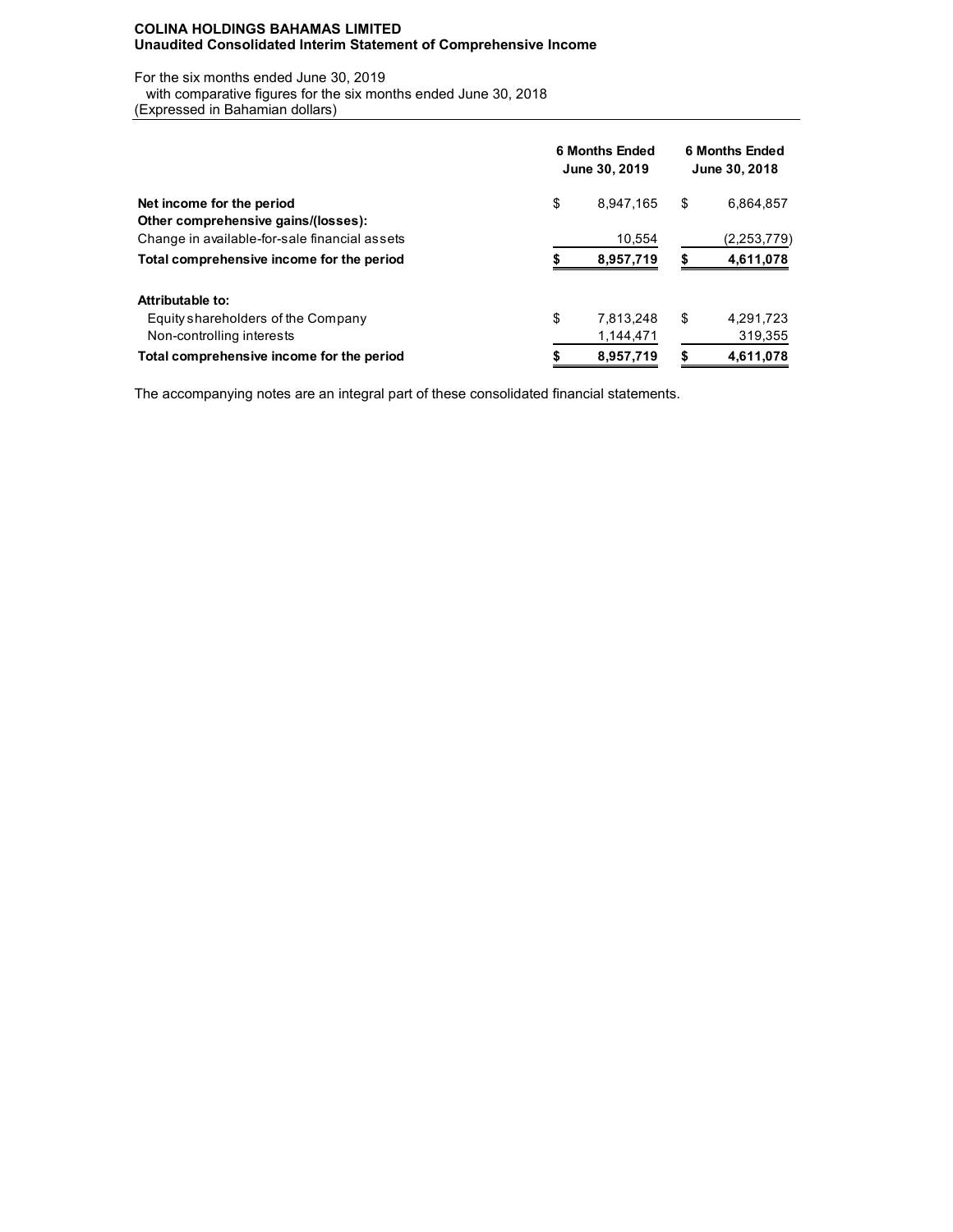**COLINA HOLDINGS BAHAMAS LIMITED**
**Unaudited Consolidated Interim Statement of Comprehensive Income**

For the six months ended June 30, 2019
with comparative figures for the six months ended June 30, 2018
(Expressed in Bahamian dollars)

| | 6 Months Ended June 30, 2019 | 6 Months Ended June 30, 2018 |
|---|---|---|
| **Net income for the period** | $ 8,947,165 | $ 6,864,857 |
| **Other comprehensive gains/(losses):** | | |
| Change in available-for-sale financial assets | 10,554 | (2,253,779) |
| **Total comprehensive income for the period** | **$ 8,957,719** | **$ 4,611,078** |
| | | |
| **Attributable to:** | | |
| Equity shareholders of the Company | $ 7,813,248 | $ 4,291,723 |
| Non-controlling interests | 1,144,471 | 319,355 |
| **Total comprehensive income for the period** | **$ 8,957,719** | **$ 4,611,078** |

The accompanying notes are an integral part of these consolidated financial statements.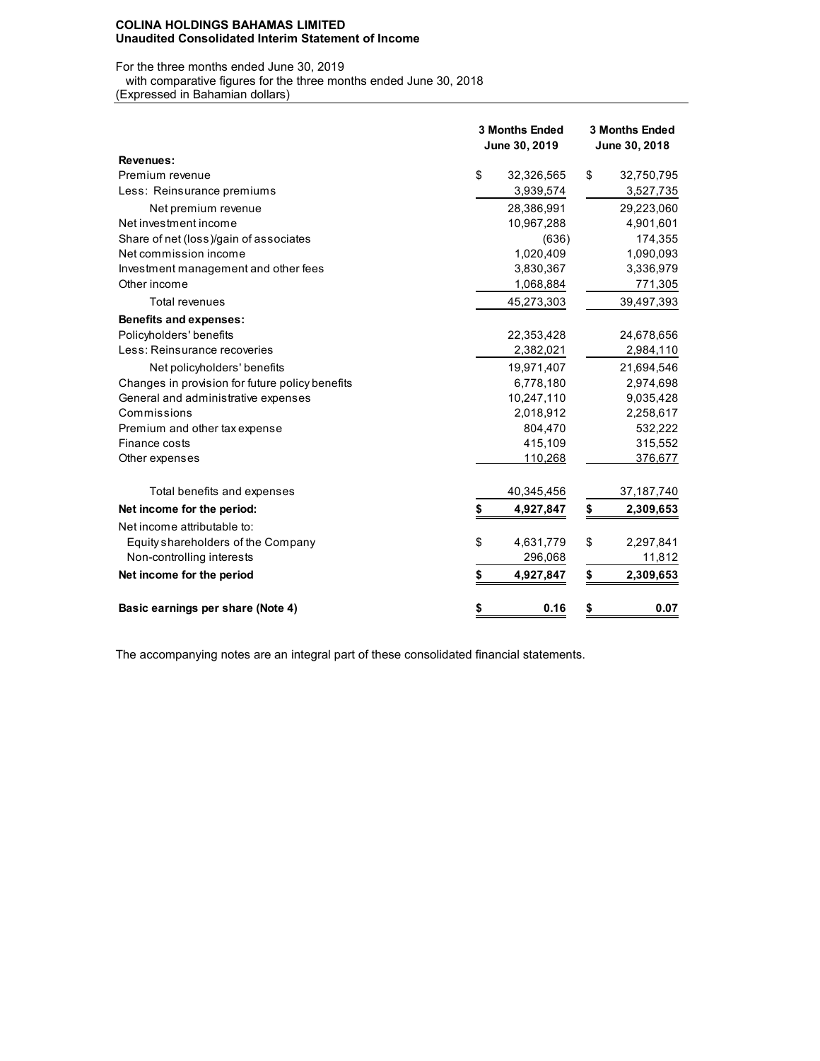**COLINA HOLDINGS BAHAMAS LIMITED**
**Unaudited Consolidated Interim Statement of Income**

For the three months ended June 30, 2019
with comparative figures for the three months ended June 30, 2018
(Expressed in Bahamian dollars)

| | 3 Months Ended June 30, 2019 | 3 Months Ended June 30, 2018 |
|---|---|---|
| **Revenues:** | | |
| Premium revenue | $ 32,326,565 | $ 32,750,795 |
| Less: Reinsurance premiums | 3,939,574 | 3,527,735 |
| Net premium revenue | 28,386,991 | 29,223,060 |
| Net investment income | 10,967,288 | 4,901,601 |
| Share of net (loss)/gain of associates | (636) | 174,355 |
| Net commission income | 1,020,409 | 1,090,093 |
| Investment management and other fees | 3,830,367 | 3,336,979 |
| Other income | 1,068,884 | 771,305 |
| Total revenues | 45,273,303 | 39,497,393 |
| **Benefits and expenses:** | | |
| Policyholders' benefits | 22,353,428 | 24,678,656 |
| Less: Reinsurance recoveries | 2,382,021 | 2,984,110 |
| Net policyholders' benefits | 19,971,407 | 21,694,546 |
| Changes in provision for future policy benefits | 6,778,180 | 2,974,698 |
| General and administrative expenses | 10,247,110 | 9,035,428 |
| Commissions | 2,018,912 | 2,258,617 |
| Premium and other tax expense | 804,470 | 532,222 |
| Finance costs | 415,109 | 315,552 |
| Other expenses | 110,268 | 376,677 |
| Total benefits and expenses | 40,345,456 | 37,187,740 |
| **Net income for the period:** | **$ 4,927,847** | **$ 2,309,653** |
| Net income attributable to: | | |
| Equity shareholders of the Company | $ 4,631,779 | $ 2,297,841 |
| Non-controlling interests | 296,068 | 11,812 |
| **Net income for the period** | **$ 4,927,847** | **$ 2,309,653** |
| **Basic earnings per share (Note 4)** | **$ 0.16** | **$ 0.07** |

The accompanying notes are an integral part of these consolidated financial statements.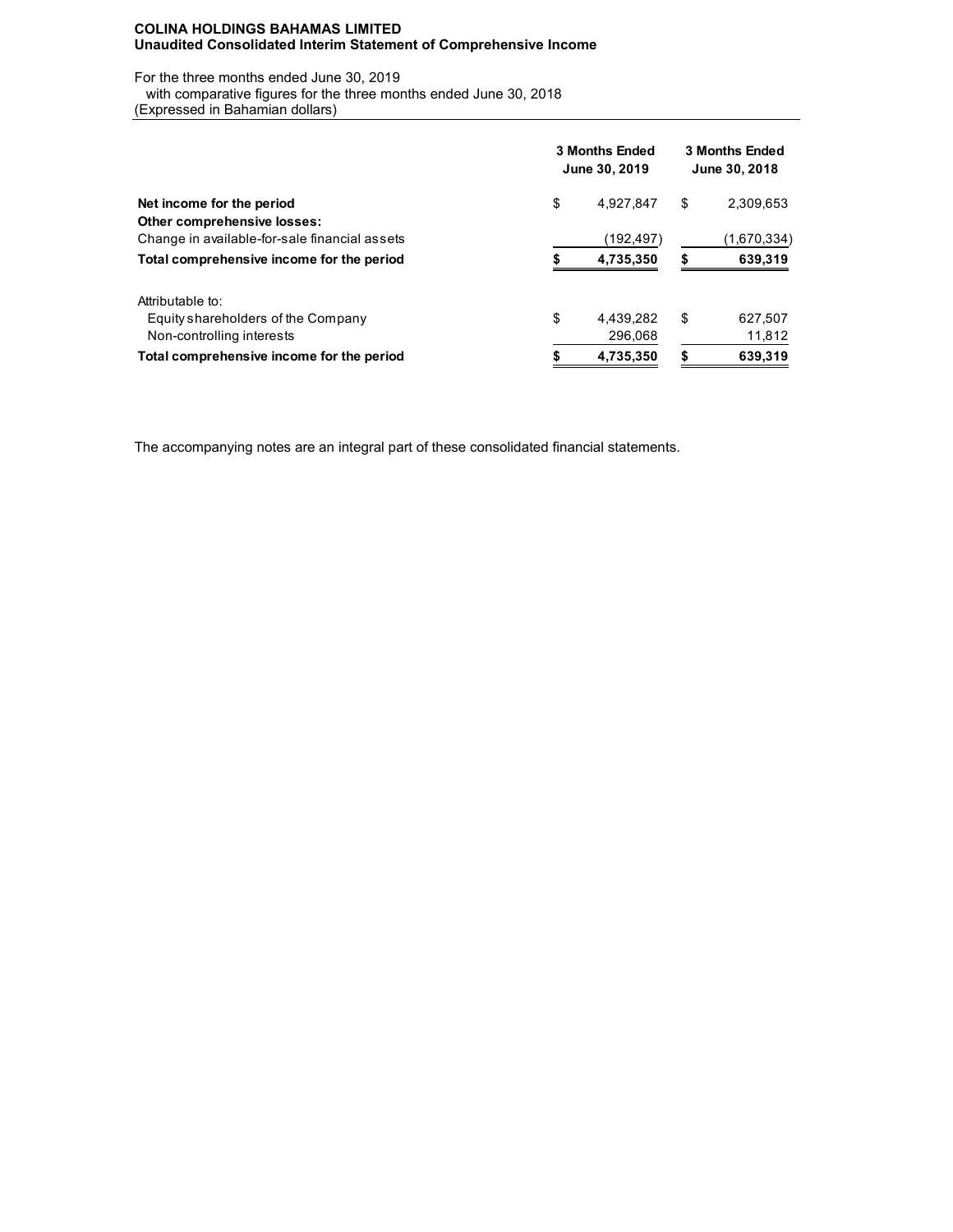# COLINA HOLDINGS BAHAMAS LIMITED
## Unaudited Consolidated Interim Statement of Comprehensive Income

For the three months ended June 30, 2019
with comparative figures for the three months ended June 30, 2018
(Expressed in Bahamian dollars)

| | 3 Months Ended June 30, 2019 | 3 Months Ended June 30, 2018 |
|---|---|---|
| **Net income for the period** | $ 4,927,847 | $ 2,309,653 |
| **Other comprehensive losses:** | | |
| Change in available-for-sale financial assets | (192,497) | (1,670,334) |
| **Total comprehensive income for the period** | **$ 4,735,350** | **$ 639,319** |
| | | |
| Attributable to: | | |
| Equity shareholders of the Company | $ 4,439,282 | $ 627,507 |
| Non-controlling interests | 296,068 | 11,812 |
| **Total comprehensive income for the period** | **$ 4,735,350** | **$ 639,319** |

The accompanying notes are an integral part of these consolidated financial statements.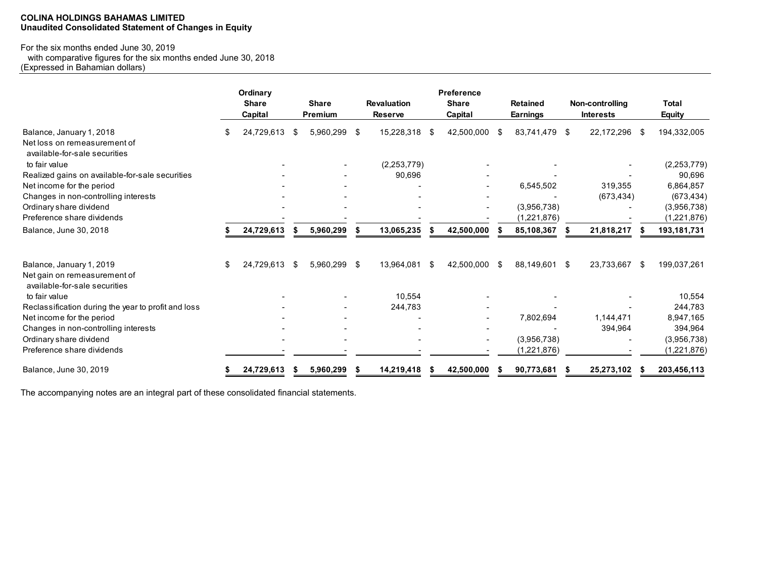**COLINA HOLDINGS BAHAMAS LIMITED**
**Unaudited Consolidated Statement of Changes in Equity**

For the six months ended June 30, 2019
with comparative figures for the six months ended June 30, 2018
(Expressed in Bahamian dollars)

| | Ordinary Share Capital | Share Premium | Revaluation Reserve | Preference Share Capital | Retained Earnings | Non-controlling Interests | Total Equity |
|---|---|---|---|---|---|---|---|
| Balance, January 1, 2018 | $ 24,729,613 | $ 5,960,299 | $ 15,228,318 | $ 42,500,000 | $ 83,741,479 | $ 22,172,296 | $ 194,332,005 |
| Net loss on remeasurement of available-for-sale securities to fair value | - | - | (2,253,779) | - | - | - | (2,253,779) |
| Realized gains on available-for-sale securities | - | - | 90,696 | - | - | - | 90,696 |
| Net income for the period | - | - | - | - | 6,545,502 | 319,355 | 6,864,857 |
| Changes in non-controlling interests | - | - | - | - | - | (673,434) | (673,434) |
| Ordinary share dividend | - | - | - | - | (3,956,738) | - | (3,956,738) |
| Preference share dividends | - | - | - | - | (1,221,876) | - | (1,221,876) |
| **Balance, June 30, 2018** | **$ 24,729,613** | **$ 5,960,299** | **$ 13,065,235** | **$ 42,500,000** | **$ 85,108,367** | **$ 21,818,217** | **$ 193,181,731** |
| | | | | | | | |
| Balance, January 1, 2019 | $ 24,729,613 | $ 5,960,299 | $ 13,964,081 | $ 42,500,000 | $ 88,149,601 | $ 23,733,667 | $ 199,037,261 |
| Net gain on remeasurement of available-for-sale securities to fair value | - | - | 10,554 | - | - | - | 10,554 |
| Reclassification during the year to profit and loss | - | - | 244,783 | - | - | - | 244,783 |
| Net income for the period | - | - | - | - | 7,802,694 | 1,144,471 | 8,947,165 |
| Changes in non-controlling interests | - | - | - | - | - | 394,964 | 394,964 |
| Ordinary share dividend | - | - | - | - | (3,956,738) | - | (3,956,738) |
| Preference share dividends | - | - | - | - | (1,221,876) | - | (1,221,876) |
| **Balance, June 30, 2019** | **$ 24,729,613** | **$ 5,960,299** | **$ 14,219,418** | **$ 42,500,000** | **$ 90,773,681** | **$ 25,273,102** | **$ 203,456,113** |

The accompanying notes are an integral part of these consolidated financial statements.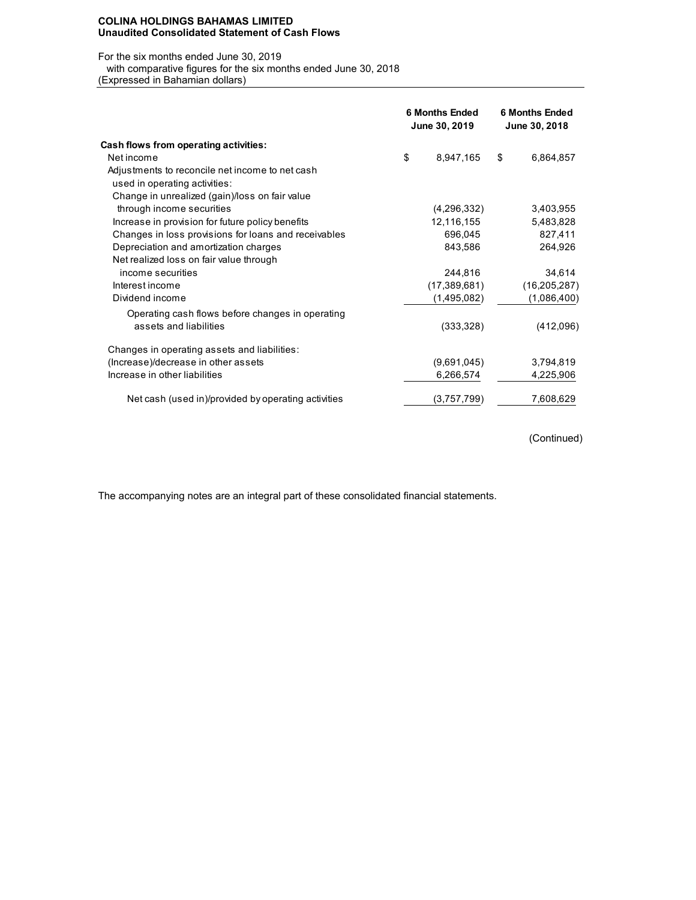**COLINA HOLDINGS BAHAMAS LIMITED**
**Unaudited Consolidated Statement of Cash Flows**

For the six months ended June 30, 2019
with comparative figures for the six months ended June 30, 2018
(Expressed in Bahamian dollars)

| | 6 Months Ended June 30, 2019 | 6 Months Ended June 30, 2018 |
|---|---|---|
| **Cash flows from operating activities:** | | |
| Net income | $ 8,947,165 | $ 6,864,857 |
| Adjustments to reconcile net income to net cash used in operating activities: | | |
| Change in unrealized (gain)/loss on fair value through income securities | (4,296,332) | 3,403,955 |
| Increase in provision for future policy benefits | 12,116,155 | 5,483,828 |
| Changes in loss provisions for loans and receivables | 696,045 | 827,411 |
| Depreciation and amortization charges | 843,586 | 264,926 |
| Net realized loss on fair value through income securities | 244,816 | 34,614 |
| Interest income | (17,389,681) | (16,205,287) |
| Dividend income | (1,495,082) | (1,086,400) |
| Operating cash flows before changes in operating assets and liabilities | (333,328) | (412,096) |
| Changes in operating assets and liabilities: | | |
| (Increase)/decrease in other assets | (9,691,045) | 3,794,819 |
| Increase in other liabilities | 6,266,574 | 4,225,906 |
| Net cash (used in)/provided by operating activities | (3,757,799) | 7,608,629 |

(Continued)

The accompanying notes are an integral part of these consolidated financial statements.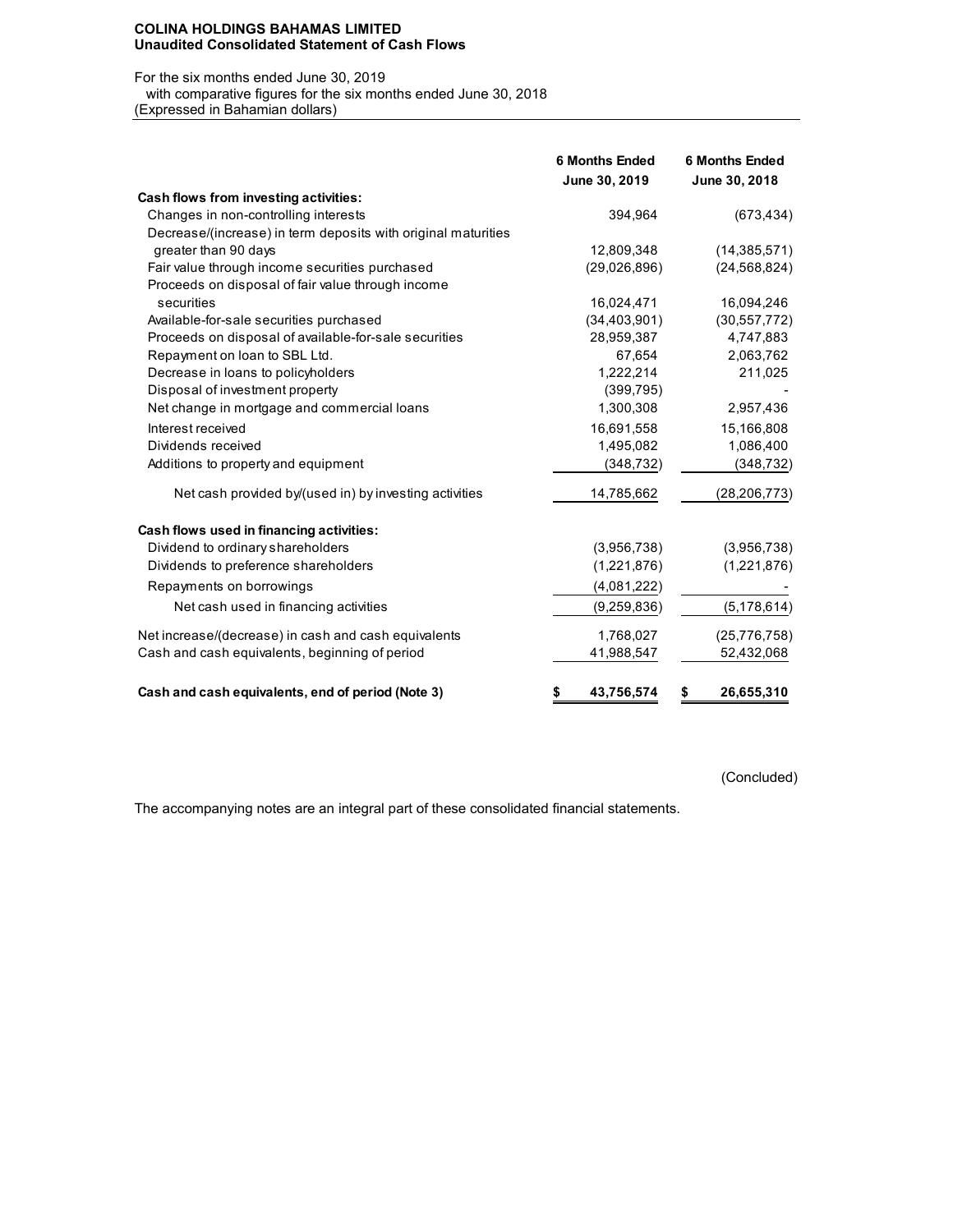**COLINA HOLDINGS BAHAMAS LIMITED**
**Unaudited Consolidated Statement of Cash Flows**

For the six months ended June 30, 2019
with comparative figures for the six months ended June 30, 2018
(Expressed in Bahamian dollars)

| | 6 Months Ended June 30, 2019 | 6 Months Ended June 30, 2018 |
|---|---|---|
| **Cash flows from investing activities:** | | |
| Changes in non-controlling interests | 394,964 | (673,434) |
| Decrease/(increase) in term deposits with original maturities greater than 90 days | 12,809,348 | (14,385,571) |
| Fair value through income securities purchased | (29,026,896) | (24,568,824) |
| Proceeds on disposal of fair value through income securities | 16,024,471 | 16,094,246 |
| Available-for-sale securities purchased | (34,403,901) | (30,557,772) |
| Proceeds on disposal of available-for-sale securities | 28,959,387 | 4,747,883 |
| Repayment on loan to SBL Ltd. | 67,654 | 2,063,762 |
| Decrease in loans to policyholders | 1,222,214 | 211,025 |
| Disposal of investment property | (399,795) | - |
| Net change in mortgage and commercial loans | 1,300,308 | 2,957,436 |
| Interest received | 16,691,558 | 15,166,808 |
| Dividends received | 1,495,082 | 1,086,400 |
| Additions to property and equipment | (348,732) | (348,732) |
| Net cash provided by/(used in) by investing activities | 14,785,662 | (28,206,773) |
| **Cash flows used in financing activities:** | | |
| Dividend to ordinary shareholders | (3,956,738) | (3,956,738) |
| Dividends to preference shareholders | (1,221,876) | (1,221,876) |
| Repayments on borrowings | (4,081,222) | - |
| Net cash used in financing activities | (9,259,836) | (5,178,614) |
| Net increase/(decrease) in cash and cash equivalents | 1,768,027 | (25,776,758) |
| Cash and cash equivalents, beginning of period | 41,988,547 | 52,432,068 |
| **Cash and cash equivalents, end of period (Note 3)** | **$ 43,756,574** | **$ 26,655,310** |

(Concluded)

The accompanying notes are an integral part of these consolidated financial statements.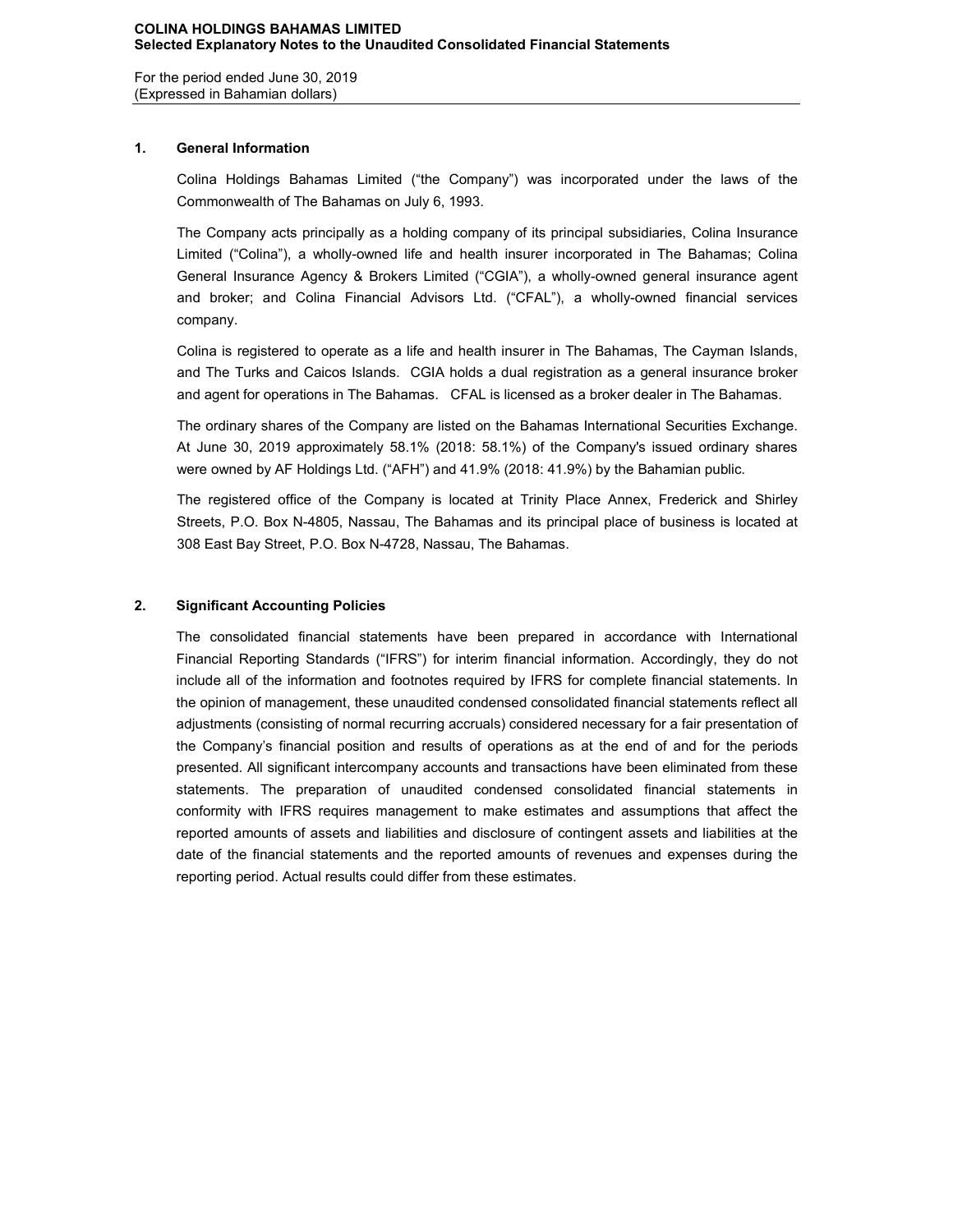# COLINA HOLDINGS BAHAMAS LIMITED
## Selected Explanatory Notes to the Unaudited Consolidated Financial Statements

For the period ended June 30, 2019
(Expressed in Bahamian dollars)

### 1. General Information

Colina Holdings Bahamas Limited ("the Company") was incorporated under the laws of the Commonwealth of The Bahamas on July 6, 1993.

The Company acts principally as a holding company of its principal subsidiaries, Colina Insurance Limited ("Colina"), a wholly-owned life and health insurer incorporated in The Bahamas; Colina General Insurance Agency & Brokers Limited ("CGIA"), a wholly-owned general insurance agent and broker; and Colina Financial Advisors Ltd. ("CFAL"), a wholly-owned financial services company.

Colina is registered to operate as a life and health insurer in The Bahamas, The Cayman Islands, and The Turks and Caicos Islands. CGIA holds a dual registration as a general insurance broker and agent for operations in The Bahamas. CFAL is licensed as a broker dealer in The Bahamas.

The ordinary shares of the Company are listed on the Bahamas International Securities Exchange. At June 30, 2019 approximately 58.1% (2018: 58.1%) of the Company's issued ordinary shares were owned by AF Holdings Ltd. ("AFH") and 41.9% (2018: 41.9%) by the Bahamian public.

The registered office of the Company is located at Trinity Place Annex, Frederick and Shirley Streets, P.O. Box N-4805, Nassau, The Bahamas and its principal place of business is located at 308 East Bay Street, P.O. Box N-4728, Nassau, The Bahamas.

### 2. Significant Accounting Policies

The consolidated financial statements have been prepared in accordance with International Financial Reporting Standards ("IFRS") for interim financial information. Accordingly, they do not include all of the information and footnotes required by IFRS for complete financial statements. In the opinion of management, these unaudited condensed consolidated financial statements reflect all adjustments (consisting of normal recurring accruals) considered necessary for a fair presentation of the Company's financial position and results of operations as at the end of and for the periods presented. All significant intercompany accounts and transactions have been eliminated from these statements. The preparation of unaudited condensed consolidated financial statements in conformity with IFRS requires management to make estimates and assumptions that affect the reported amounts of assets and liabilities and disclosure of contingent assets and liabilities at the date of the financial statements and the reported amounts of revenues and expenses during the reporting period. Actual results could differ from these estimates.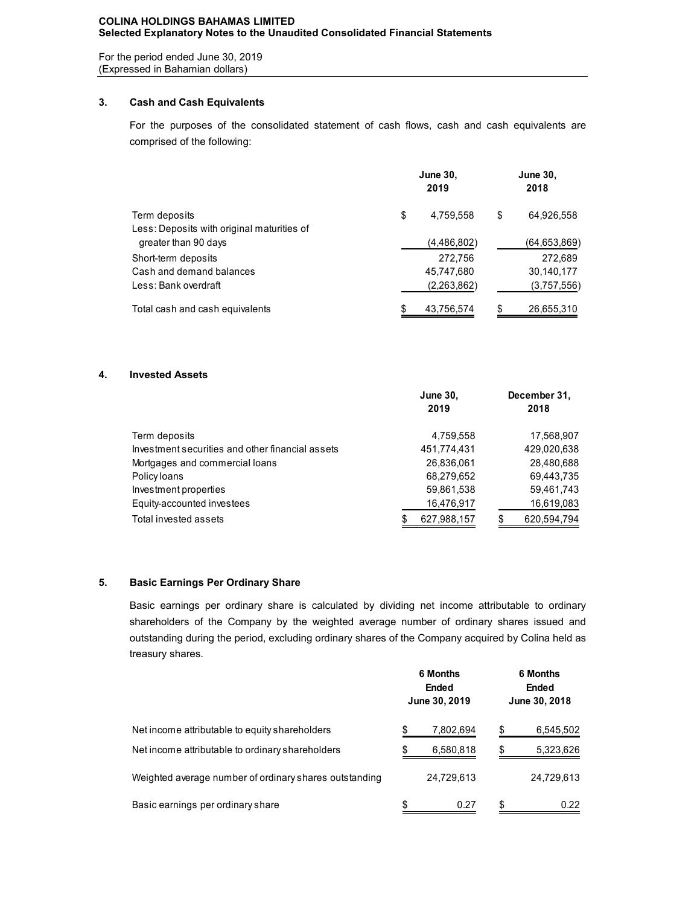**COLINA HOLDINGS BAHAMAS LIMITED**
**Selected Explanatory Notes to the Unaudited Consolidated Financial Statements**

For the period ended June 30, 2019
(Expressed in Bahamian dollars)

## 3. Cash and Cash Equivalents

For the purposes of the consolidated statement of cash flows, cash and cash equivalents are comprised of the following:

| | June 30, 2019 | June 30, 2018 |
|---|---|---|
| Term deposits | $ 4,759,558 | $ 64,926,558 |
| Less: Deposits with original maturities of greater than 90 days | (4,486,802) | (64,653,869) |
| Short-term deposits | 272,756 | 272,689 |
| Cash and demand balances | 45,747,680 | 30,140,177 |
| Less: Bank overdraft | (2,263,862) | (3,757,556) |
| Total cash and cash equivalents | $ 43,756,574 | $ 26,655,310 |

## 4. Invested Assets

| | June 30, 2019 | December 31, 2018 |
|---|---|---|
| Term deposits | 4,759,558 | 17,568,907 |
| Investment securities and other financial assets | 451,774,431 | 429,020,638 |
| Mortgages and commercial loans | 26,836,061 | 28,480,688 |
| Policy loans | 68,279,652 | 69,443,735 |
| Investment properties | 59,861,538 | 59,461,743 |
| Equity-accounted investees | 16,476,917 | 16,619,083 |
| Total invested assets | $ 627,988,157 | $ 620,594,794 |

## 5. Basic Earnings Per Ordinary Share

Basic earnings per ordinary share is calculated by dividing net income attributable to ordinary shareholders of the Company by the weighted average number of ordinary shares issued and outstanding during the period, excluding ordinary shares of the Company acquired by Colina held as treasury shares.

| | 6 Months Ended June 30, 2019 | 6 Months Ended June 30, 2018 |
|---|---|---|
| Net income attributable to equity shareholders | $ 7,802,694 | $ 6,545,502 |
| Net income attributable to ordinary shareholders | $ 6,580,818 | $ 5,323,626 |
| Weighted average number of ordinary shares outstanding | 24,729,613 | 24,729,613 |
| Basic earnings per ordinary share | $ 0.27 | $ 0.22 |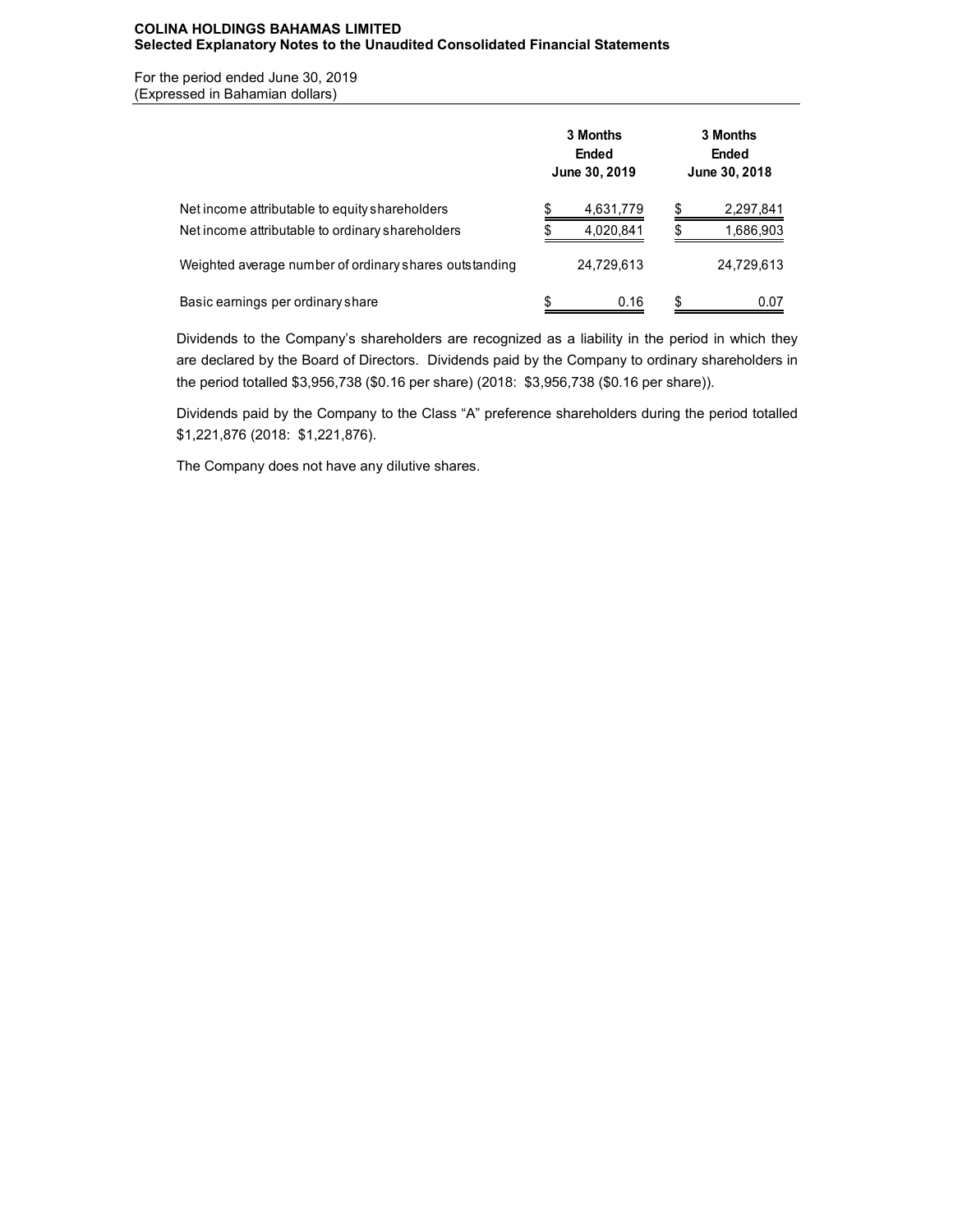**COLINA HOLDINGS BAHAMAS LIMITED**
**Selected Explanatory Notes to the Unaudited Consolidated Financial Statements**

For the period ended June 30, 2019
(Expressed in Bahamian dollars)

| | 3 Months Ended June 30, 2019 | 3 Months Ended June 30, 2018 |
|---|---|---|
| Net income attributable to equity shareholders | $ 4,631,779 | $ 2,297,841 |
| Net income attributable to ordinary shareholders | $ 4,020,841 | $ 1,686,903 |
| Weighted average number of ordinary shares outstanding | 24,729,613 | 24,729,613 |
| Basic earnings per ordinary share | $ 0.16 | $ 0.07 |

Dividends to the Company's shareholders are recognized as a liability in the period in which they are declared by the Board of Directors. Dividends paid by the Company to ordinary shareholders in the period totalled $3,956,738 ($0.16 per share) (2018: $3,956,738 ($0.16 per share)).

Dividends paid by the Company to the Class "A" preference shareholders during the period totalled $1,221,876 (2018: $1,221,876).

The Company does not have any dilutive shares.